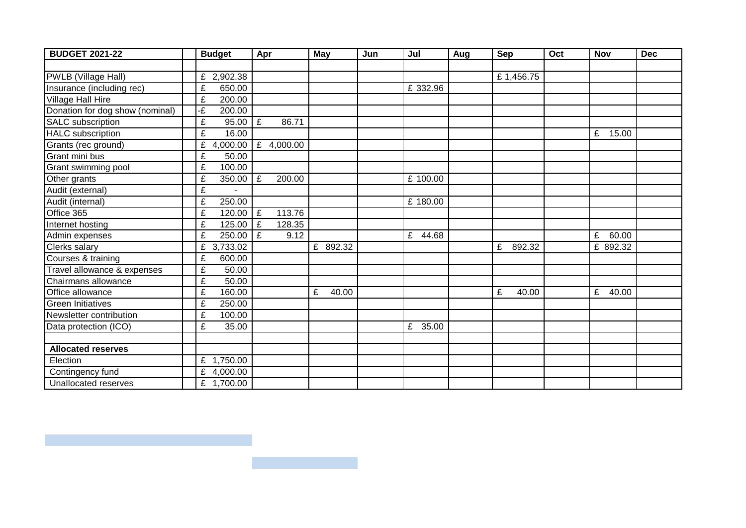| BUDGET 2021-22 | | Budget | Apr | May | Jun | Jul | Aug | Sep | Oct | Nov | Dec |
|---|---|---|---|---|---|---|---|---|---|---|---|
| | | | | | | | | | | | |
| PWLB (Village Hall) | | £ 2,902.38 | | | | | | £ 1,456.75 | | | |
| Insurance (including rec) | | £ 650.00 | | | | £ 332.96 | | | | | |
| Village Hall Hire | | £ 200.00 | | | | | | | | | |
| Donation for dog show (nominal) | | -£ 200.00 | | | | | | | | | |
| SALC subscription | | £ 95.00 | £ 86.71 | | | | | | | | |
| HALC subscription | | £ 16.00 | | | | | | | | £ 15.00 | |
| Grants (rec ground) | | £ 4,000.00 | £ 4,000.00 | | | | | | | | |
| Grant mini bus | | £ 50.00 | | | | | | | | | |
| Grant swimming pool | | £ 100.00 | | | | | | | | | |
| Other grants | | £ 350.00 | £ 200.00 | | | £ 100.00 | | | | | |
| Audit (external) | | £ - | | | | | | | | | |
| Audit (internal) | | £ 250.00 | | | | £ 180.00 | | | | | |
| Office 365 | | £ 120.00 | £ 113.76 | | | | | | | | |
| Internet hosting | | £ 125.00 | £ 128.35 | | | | | | | | |
| Admin expenses | | £ 250.00 | £ 9.12 | | | £ 44.68 | | | | £ 60.00 | |
| Clerks salary | | £ 3,733.02 | | £ 892.32 | | | | £ 892.32 | | £ 892.32 | |
| Courses & training | | £ 600.00 | | | | | | | | | |
| Travel allowance & expenses | | £ 50.00 | | | | | | | | | |
| Chairmans allowance | | £ 50.00 | | | | | | | | | |
| Office allowance | | £ 160.00 | | £ 40.00 | | | | £ 40.00 | | £ 40.00 | |
| Green Initiatives | | £ 250.00 | | | | | | | | | |
| Newsletter contribution | | £ 100.00 | | | | | | | | | |
| Data protection (ICO) | | £ 35.00 | | | | £ 35.00 | | | | | |
| | | | | | | | | | | | |
| **Allocated reserves** | | | | | | | | | | | |
| Election | | £ 1,750.00 | | | | | | | | | |
| Contingency fund | | £ 4,000.00 | | | | | | | | | |
| Unallocated reserves | | £ 1,700.00 | | | | | | | | | |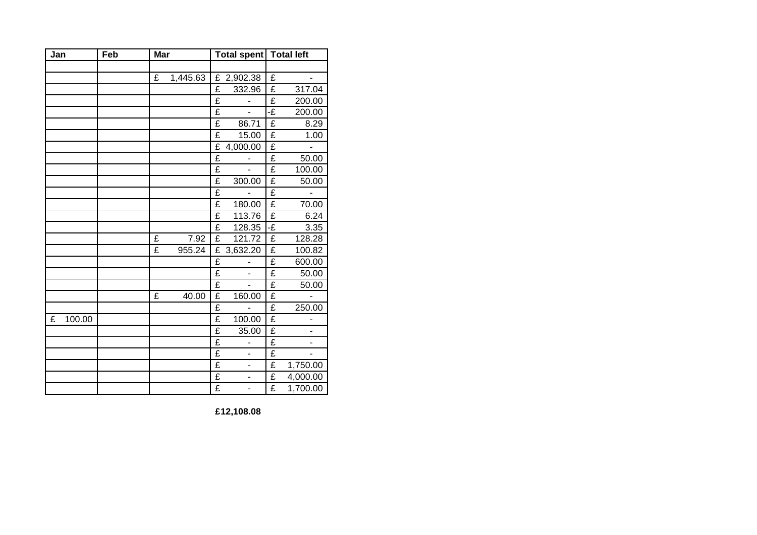| Jan | Feb | Mar | Total spent | Total left |
|---|---|---|---|---|
| | | | | |
| | | £ 1,445.63 | £ 2,902.38 | £ - |
| | | | £ 332.96 | £ 317.04 |
| | | | £ - | £ 200.00 |
| | | | £ - | -£ 200.00 |
| | | | £ 86.71 | £ 8.29 |
| | | | £ 15.00 | £ 1.00 |
| | | | £ 4,000.00 | £ - |
| | | | £ - | £ 50.00 |
| | | | £ - | £ 100.00 |
| | | | £ 300.00 | £ 50.00 |
| | | | £ - | £ - |
| | | | £ 180.00 | £ 70.00 |
| | | | £ 113.76 | £ 6.24 |
| | | | £ 128.35 | -£ 3.35 |
| | | £ 7.92 | £ 121.72 | £ 128.28 |
| | | £ 955.24 | £ 3,632.20 | £ 100.82 |
| | | | £ - | £ 600.00 |
| | | | £ - | £ 50.00 |
| | | | £ - | £ 50.00 |
| | | £ 40.00 | £ 160.00 | £ - |
| | | | £ - | £ 250.00 |
| £ 100.00 | | | £ 100.00 | £ - |
| | | | £ 35.00 | £ - |
| | | | £ - | £ - |
| | | | £ - | £ - |
| | | | £ - | £ 1,750.00 |
| | | | £ - | £ 4,000.00 |
| | | | £ - | £ 1,700.00 |

**£12,108.08**